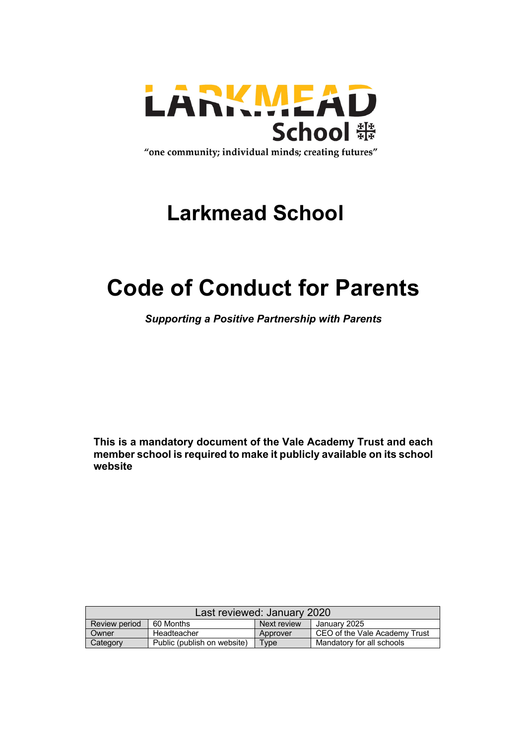LARKMEAD School

"one community; individual minds; creating futures"

# Larkmead School

# Code of Conduct for Parents

***Supporting a Positive Partnership with Parents***

**This is a mandatory document of the Vale Academy Trust and each member school is required to make it publicly available on its school website**

| Last reviewed: January 2020 | | | |
|---|---|---|---|
| Review period | 60 Months | Next review | January 2025 |
| Owner | Headteacher | Approver | CEO of the Vale Academy Trust |
| Category | Public (publish on website) | Type | Mandatory for all schools |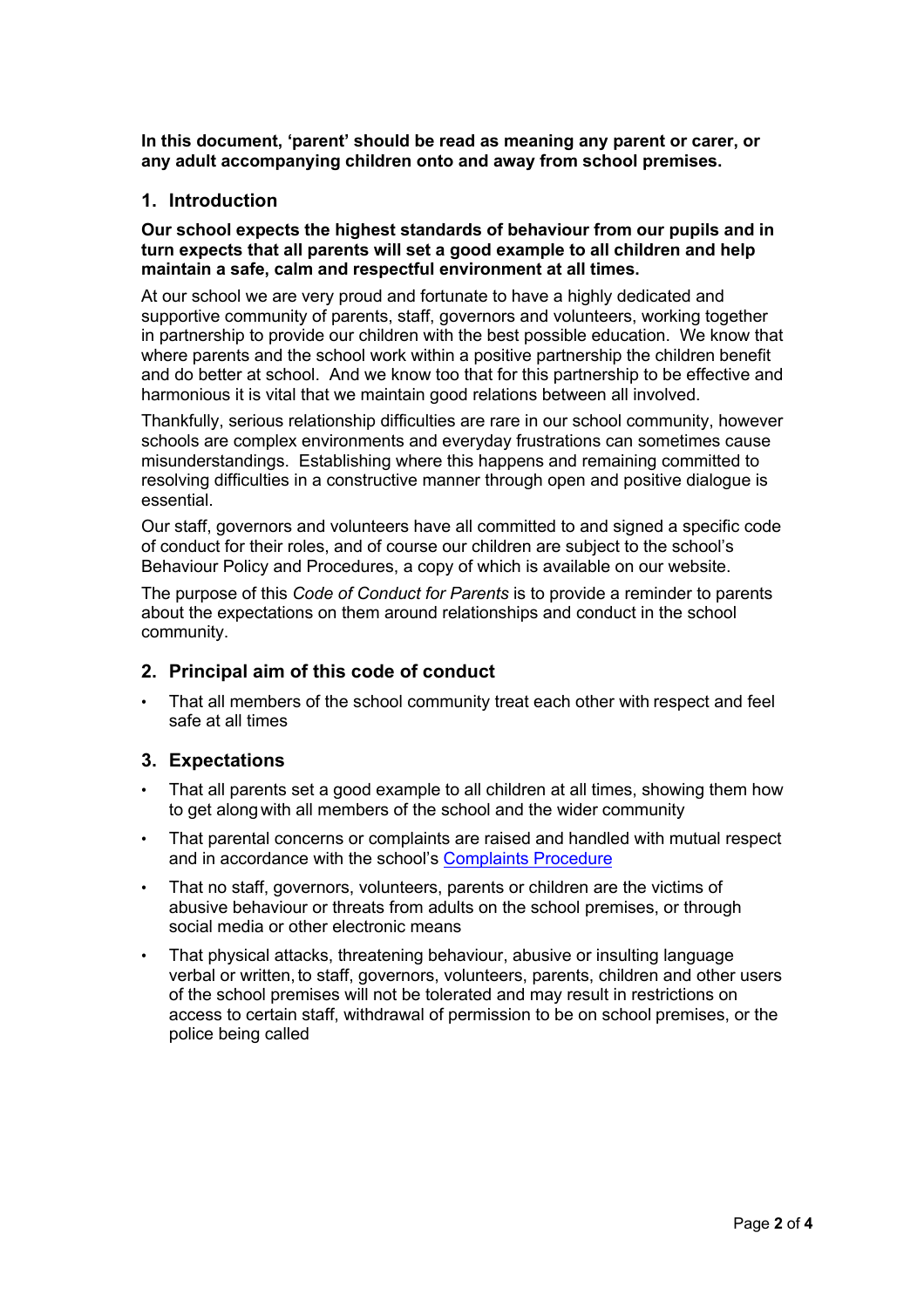**In this document, 'parent' should be read as meaning any parent or carer, or any adult accompanying children onto and away from school premises.**

## 1. Introduction

**Our school expects the highest standards of behaviour from our pupils and in turn expects that all parents will set a good example to all children and help maintain a safe, calm and respectful environment at all times.**

At our school we are very proud and fortunate to have a highly dedicated and supportive community of parents, staff, governors and volunteers, working together in partnership to provide our children with the best possible education. We know that where parents and the school work within a positive partnership the children benefit and do better at school. And we know too that for this partnership to be effective and harmonious it is vital that we maintain good relations between all involved.

Thankfully, serious relationship difficulties are rare in our school community, however schools are complex environments and everyday frustrations can sometimes cause misunderstandings. Establishing where this happens and remaining committed to resolving difficulties in a constructive manner through open and positive dialogue is essential.

Our staff, governors and volunteers have all committed to and signed a specific code of conduct for their roles, and of course our children are subject to the school's Behaviour Policy and Procedures, a copy of which is available on our website.

The purpose of this *Code of Conduct for Parents* is to provide a reminder to parents about the expectations on them around relationships and conduct in the school community.

## 2. Principal aim of this code of conduct

- That all members of the school community treat each other with respect and feel safe at all times

## 3. Expectations

- That all parents set a good example to all children at all times, showing them how to get along with all members of the school and the wider community
- That parental concerns or complaints are raised and handled with mutual respect and in accordance with the school's Complaints Procedure
- That no staff, governors, volunteers, parents or children are the victims of abusive behaviour or threats from adults on the school premises, or through social media or other electronic means
- That physical attacks, threatening behaviour, abusive or insulting language verbal or written, to staff, governors, volunteers, parents, children and other users of the school premises will not be tolerated and may result in restrictions on access to certain staff, withdrawal of permission to be on school premises, or the police being called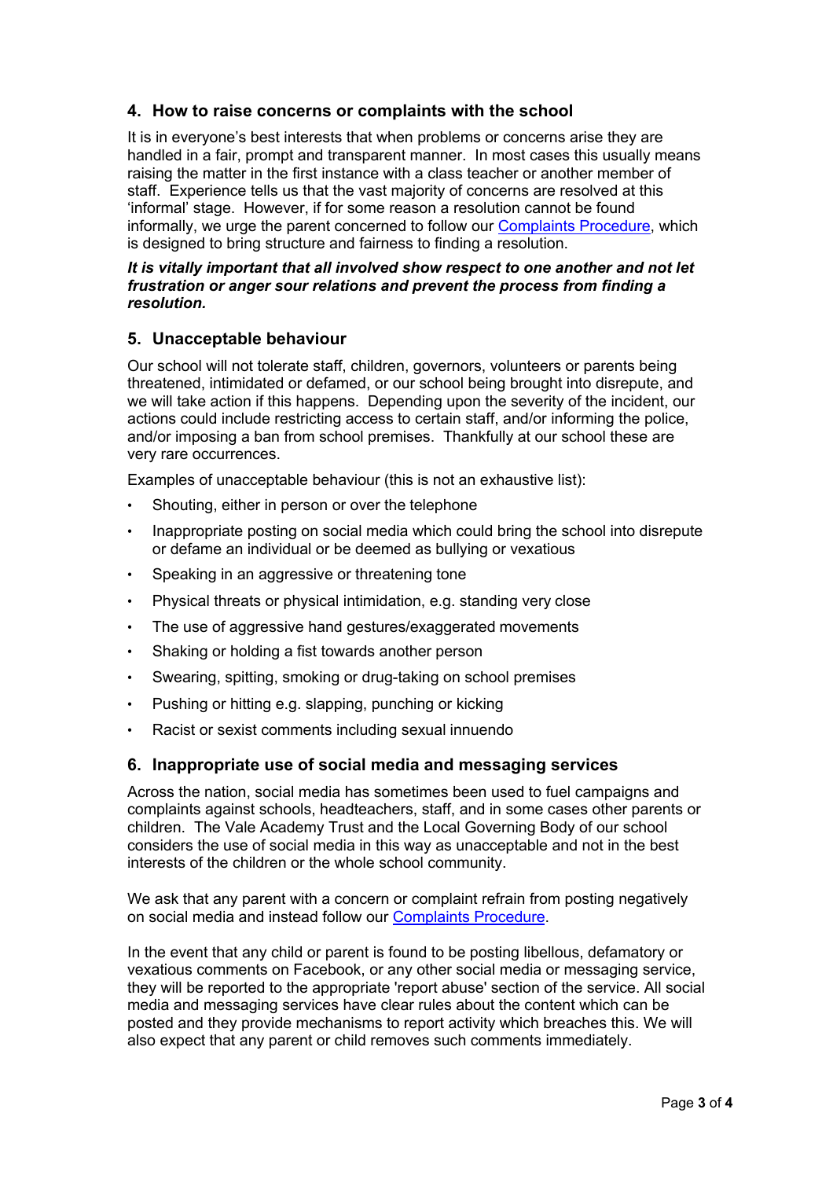## 4. How to raise concerns or complaints with the school

It is in everyone's best interests that when problems or concerns arise they are handled in a fair, prompt and transparent manner. In most cases this usually means raising the matter in the first instance with a class teacher or another member of staff. Experience tells us that the vast majority of concerns are resolved at this 'informal' stage. However, if for some reason a resolution cannot be found informally, we urge the parent concerned to follow our Complaints Procedure, which is designed to bring structure and fairness to finding a resolution.

***It is vitally important that all involved show respect to one another and not let frustration or anger sour relations and prevent the process from finding a resolution.***

## 5. Unacceptable behaviour

Our school will not tolerate staff, children, governors, volunteers or parents being threatened, intimidated or defamed, or our school being brought into disrepute, and we will take action if this happens. Depending upon the severity of the incident, our actions could include restricting access to certain staff, and/or informing the police, and/or imposing a ban from school premises. Thankfully at our school these are very rare occurrences.

Examples of unacceptable behaviour (this is not an exhaustive list):

- Shouting, either in person or over the telephone
- Inappropriate posting on social media which could bring the school into disrepute or defame an individual or be deemed as bullying or vexatious
- Speaking in an aggressive or threatening tone
- Physical threats or physical intimidation, e.g. standing very close
- The use of aggressive hand gestures/exaggerated movements
- Shaking or holding a fist towards another person
- Swearing, spitting, smoking or drug-taking on school premises
- Pushing or hitting e.g. slapping, punching or kicking
- Racist or sexist comments including sexual innuendo

## 6. Inappropriate use of social media and messaging services

Across the nation, social media has sometimes been used to fuel campaigns and complaints against schools, headteachers, staff, and in some cases other parents or children. The Vale Academy Trust and the Local Governing Body of our school considers the use of social media in this way as unacceptable and not in the best interests of the children or the whole school community.

We ask that any parent with a concern or complaint refrain from posting negatively on social media and instead follow our Complaints Procedure.

In the event that any child or parent is found to be posting libellous, defamatory or vexatious comments on Facebook, or any other social media or messaging service, they will be reported to the appropriate 'report abuse' section of the service. All social media and messaging services have clear rules about the content which can be posted and they provide mechanisms to report activity which breaches this. We will also expect that any parent or child removes such comments immediately.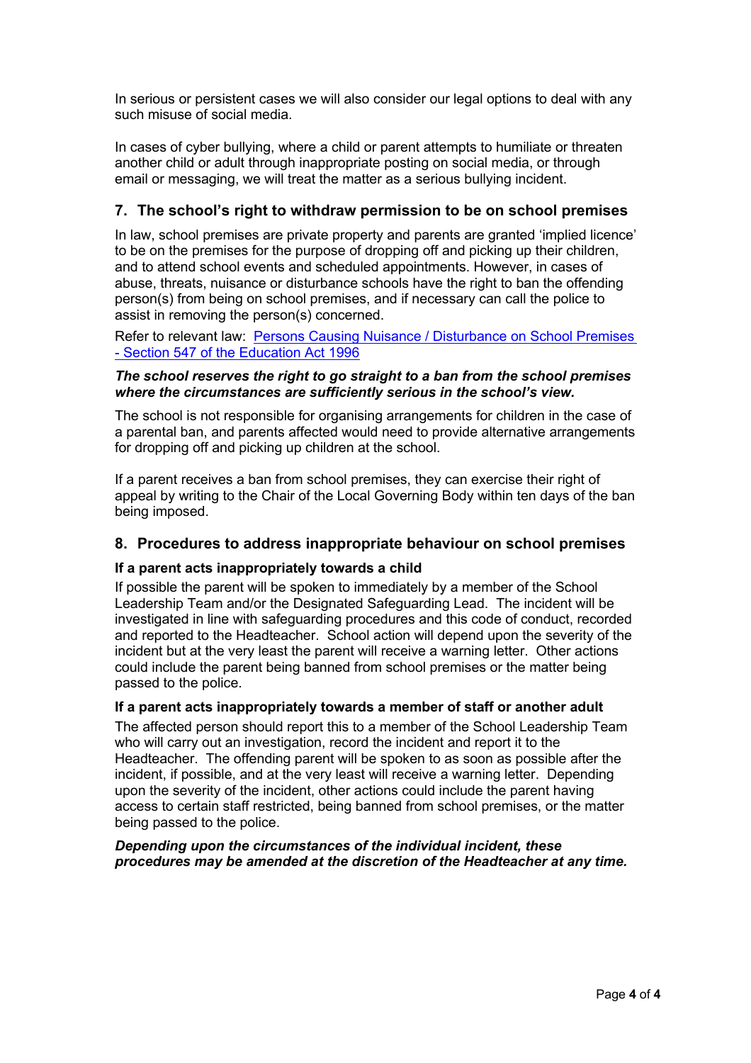In serious or persistent cases we will also consider our legal options to deal with any such misuse of social media.

In cases of cyber bullying, where a child or parent attempts to humiliate or threaten another child or adult through inappropriate posting on social media, or through email or messaging, we will treat the matter as a serious bullying incident.

## 7. The school's right to withdraw permission to be on school premises

In law, school premises are private property and parents are granted 'implied licence' to be on the premises for the purpose of dropping off and picking up their children, and to attend school events and scheduled appointments. However, in cases of abuse, threats, nuisance or disturbance schools have the right to ban the offending person(s) from being on school premises, and if necessary can call the police to assist in removing the person(s) concerned.

Refer to relevant law: [Persons Causing Nuisance / Disturbance on School Premises - Section 547 of the Education Act 1996]

***The school reserves the right to go straight to a ban from the school premises where the circumstances are sufficiently serious in the school's view.***

The school is not responsible for organising arrangements for children in the case of a parental ban, and parents affected would need to provide alternative arrangements for dropping off and picking up children at the school.

If a parent receives a ban from school premises, they can exercise their right of appeal by writing to the Chair of the Local Governing Body within ten days of the ban being imposed.

## 8. Procedures to address inappropriate behaviour on school premises

**If a parent acts inappropriately towards a child**

If possible the parent will be spoken to immediately by a member of the School Leadership Team and/or the Designated Safeguarding Lead. The incident will be investigated in line with safeguarding procedures and this code of conduct, recorded and reported to the Headteacher. School action will depend upon the severity of the incident but at the very least the parent will receive a warning letter. Other actions could include the parent being banned from school premises or the matter being passed to the police.

**If a parent acts inappropriately towards a member of staff or another adult**

The affected person should report this to a member of the School Leadership Team who will carry out an investigation, record the incident and report it to the Headteacher. The offending parent will be spoken to as soon as possible after the incident, if possible, and at the very least will receive a warning letter. Depending upon the severity of the incident, other actions could include the parent having access to certain staff restricted, being banned from school premises, or the matter being passed to the police.

***Depending upon the circumstances of the individual incident, these procedures may be amended at the discretion of the Headteacher at any time.***